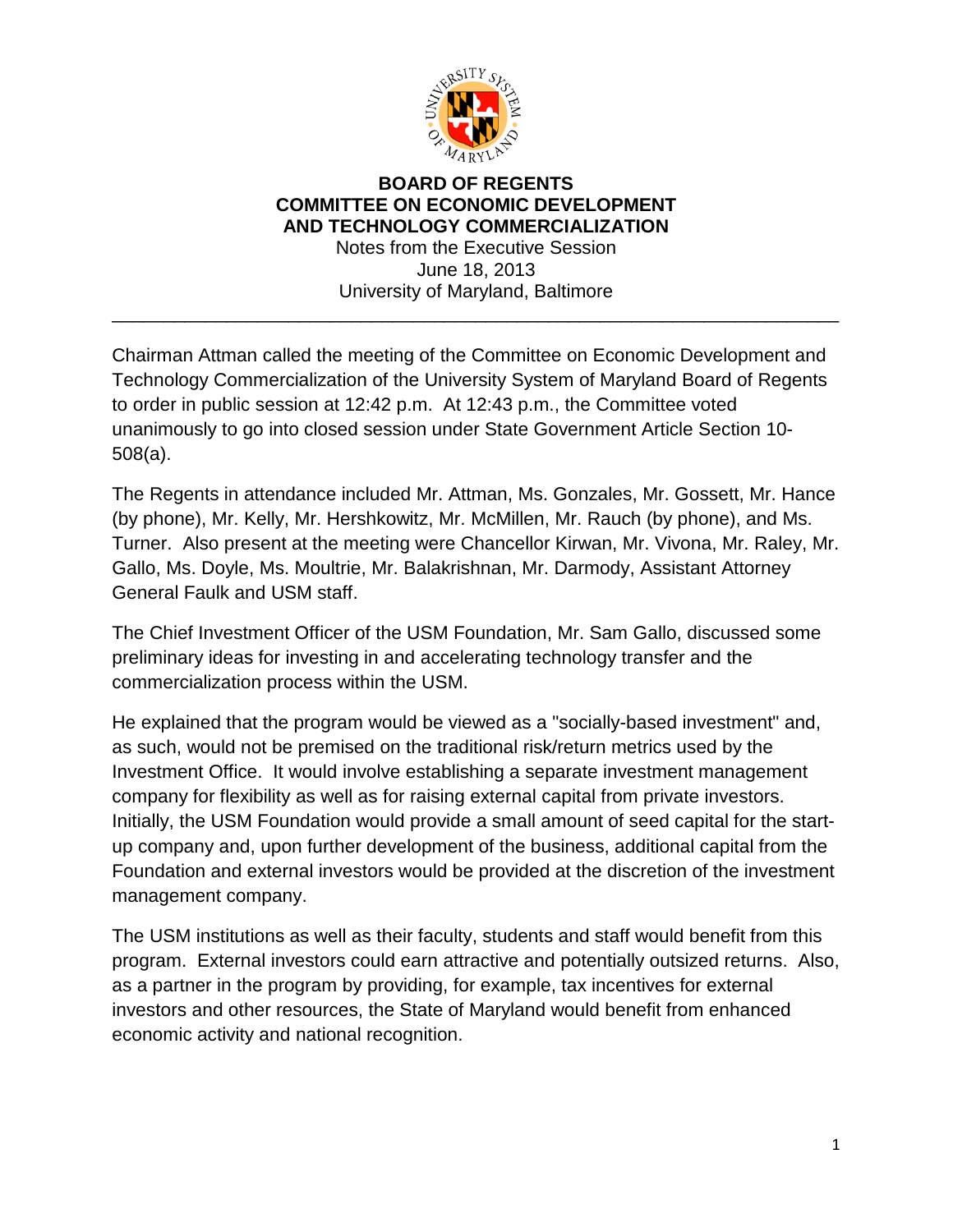# BOARD OF REGENTS
## COMMITTEE ON ECONOMIC DEVELOPMENT AND TECHNOLOGY COMMERCIALIZATION

Notes from the Executive Session
June 18, 2013
University of Maryland, Baltimore

---

Chairman Attman called the meeting of the Committee on Economic Development and Technology Commercialization of the University System of Maryland Board of Regents to order in public session at 12:42 p.m. At 12:43 p.m., the Committee voted unanimously to go into closed session under State Government Article Section 10-508(a).

The Regents in attendance included Mr. Attman, Ms. Gonzales, Mr. Gossett, Mr. Hance (by phone), Mr. Kelly, Mr. Hershkowitz, Mr. McMillen, Mr. Rauch (by phone), and Ms. Turner. Also present at the meeting were Chancellor Kirwan, Mr. Vivona, Mr. Raley, Mr. Gallo, Ms. Doyle, Ms. Moultrie, Mr. Balakrishnan, Mr. Darmody, Assistant Attorney General Faulk and USM staff.

The Chief Investment Officer of the USM Foundation, Mr. Sam Gallo, discussed some preliminary ideas for investing in and accelerating technology transfer and the commercialization process within the USM.

He explained that the program would be viewed as a "socially-based investment" and, as such, would not be premised on the traditional risk/return metrics used by the Investment Office. It would involve establishing a separate investment management company for flexibility as well as for raising external capital from private investors. Initially, the USM Foundation would provide a small amount of seed capital for the start-up company and, upon further development of the business, additional capital from the Foundation and external investors would be provided at the discretion of the investment management company.

The USM institutions as well as their faculty, students and staff would benefit from this program. External investors could earn attractive and potentially outsized returns. Also, as a partner in the program by providing, for example, tax incentives for external investors and other resources, the State of Maryland would benefit from enhanced economic activity and national recognition.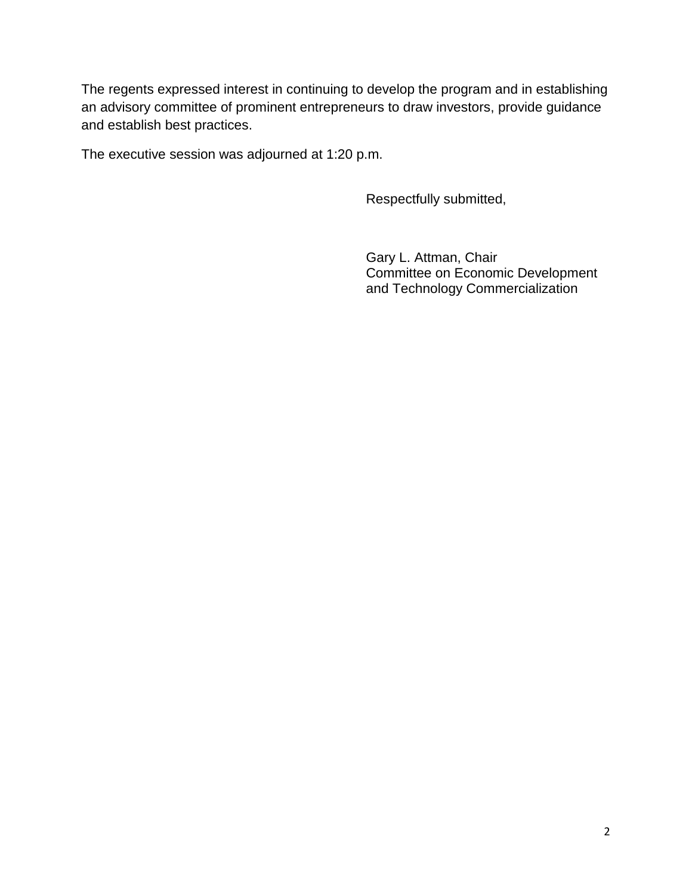The regents expressed interest in continuing to develop the program and in establishing an advisory committee of prominent entrepreneurs to draw investors, provide guidance and establish best practices.

The executive session was adjourned at 1:20 p.m.

Respectfully submitted,

Gary L. Attman, Chair
Committee on Economic Development
and Technology Commercialization